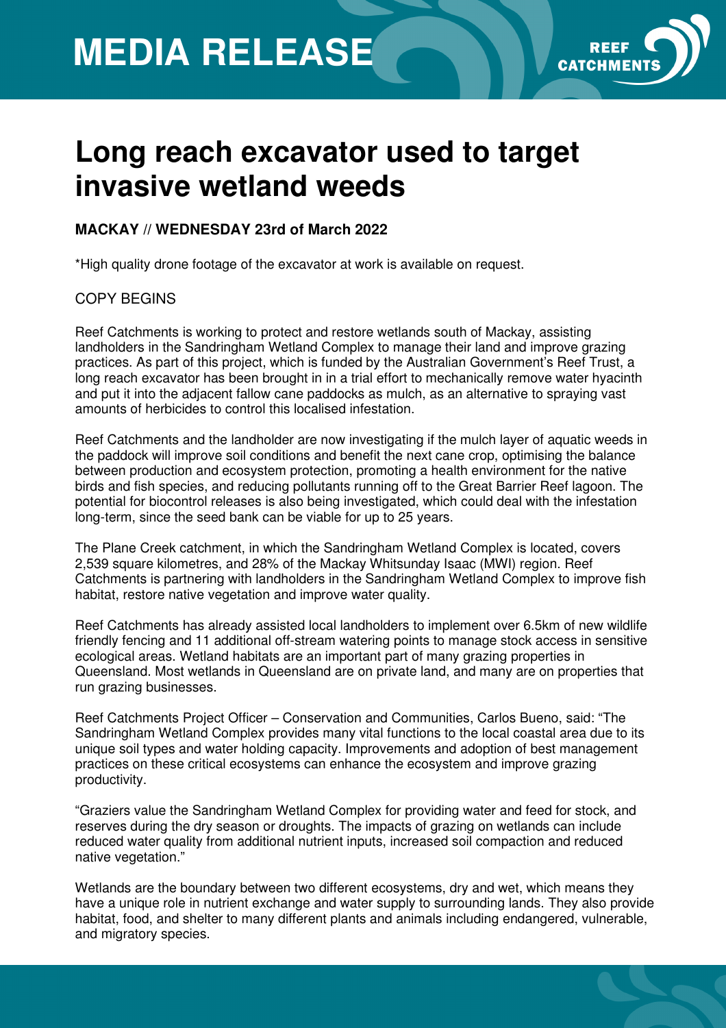# MEDIA RELEASE

# Long reach excavator used to target invasive wetland weeds

**MACKAY // WEDNESDAY 23rd of March 2022**

*High quality drone footage of the excavator at work is available on request.

COPY BEGINS

Reef Catchments is working to protect and restore wetlands south of Mackay, assisting landholders in the Sandringham Wetland Complex to manage their land and improve grazing practices. As part of this project, which is funded by the Australian Government's Reef Trust, a long reach excavator has been brought in in a trial effort to mechanically remove water hyacinth and put it into the adjacent fallow cane paddocks as mulch, as an alternative to spraying vast amounts of herbicides to control this localised infestation.

Reef Catchments and the landholder are now investigating if the mulch layer of aquatic weeds in the paddock will improve soil conditions and benefit the next cane crop, optimising the balance between production and ecosystem protection, promoting a health environment for the native birds and fish species, and reducing pollutants running off to the Great Barrier Reef lagoon. The potential for biocontrol releases is also being investigated, which could deal with the infestation long-term, since the seed bank can be viable for up to 25 years.

The Plane Creek catchment, in which the Sandringham Wetland Complex is located, covers 2,539 square kilometres, and 28% of the Mackay Whitsunday Isaac (MWI) region. Reef Catchments is partnering with landholders in the Sandringham Wetland Complex to improve fish habitat, restore native vegetation and improve water quality.

Reef Catchments has already assisted local landholders to implement over 6.5km of new wildlife friendly fencing and 11 additional off-stream watering points to manage stock access in sensitive ecological areas. Wetland habitats are an important part of many grazing properties in Queensland. Most wetlands in Queensland are on private land, and many are on properties that run grazing businesses.

Reef Catchments Project Officer – Conservation and Communities, Carlos Bueno, said: "The Sandringham Wetland Complex provides many vital functions to the local coastal area due to its unique soil types and water holding capacity. Improvements and adoption of best management practices on these critical ecosystems can enhance the ecosystem and improve grazing productivity.

"Graziers value the Sandringham Wetland Complex for providing water and feed for stock, and reserves during the dry season or droughts. The impacts of grazing on wetlands can include reduced water quality from additional nutrient inputs, increased soil compaction and reduced native vegetation."

Wetlands are the boundary between two different ecosystems, dry and wet, which means they have a unique role in nutrient exchange and water supply to surrounding lands. They also provide habitat, food, and shelter to many different plants and animals including endangered, vulnerable, and migratory species.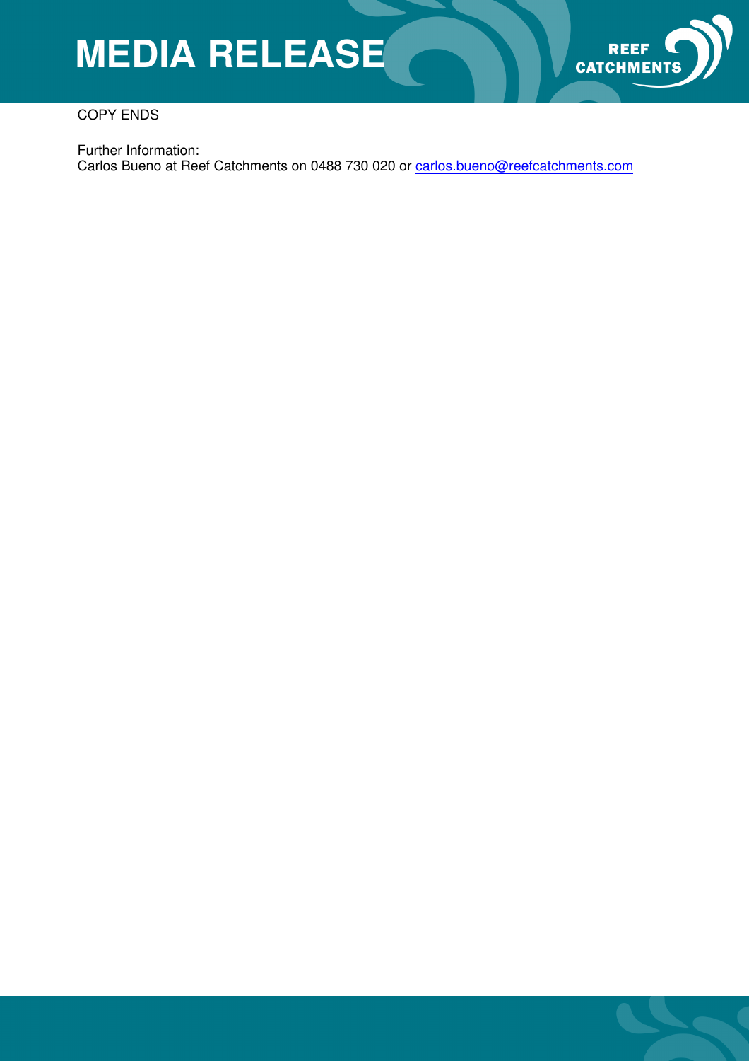COPY ENDS

Further Information:
Carlos Bueno at Reef Catchments on 0488 730 020 or carlos.bueno@reefcatchments.com